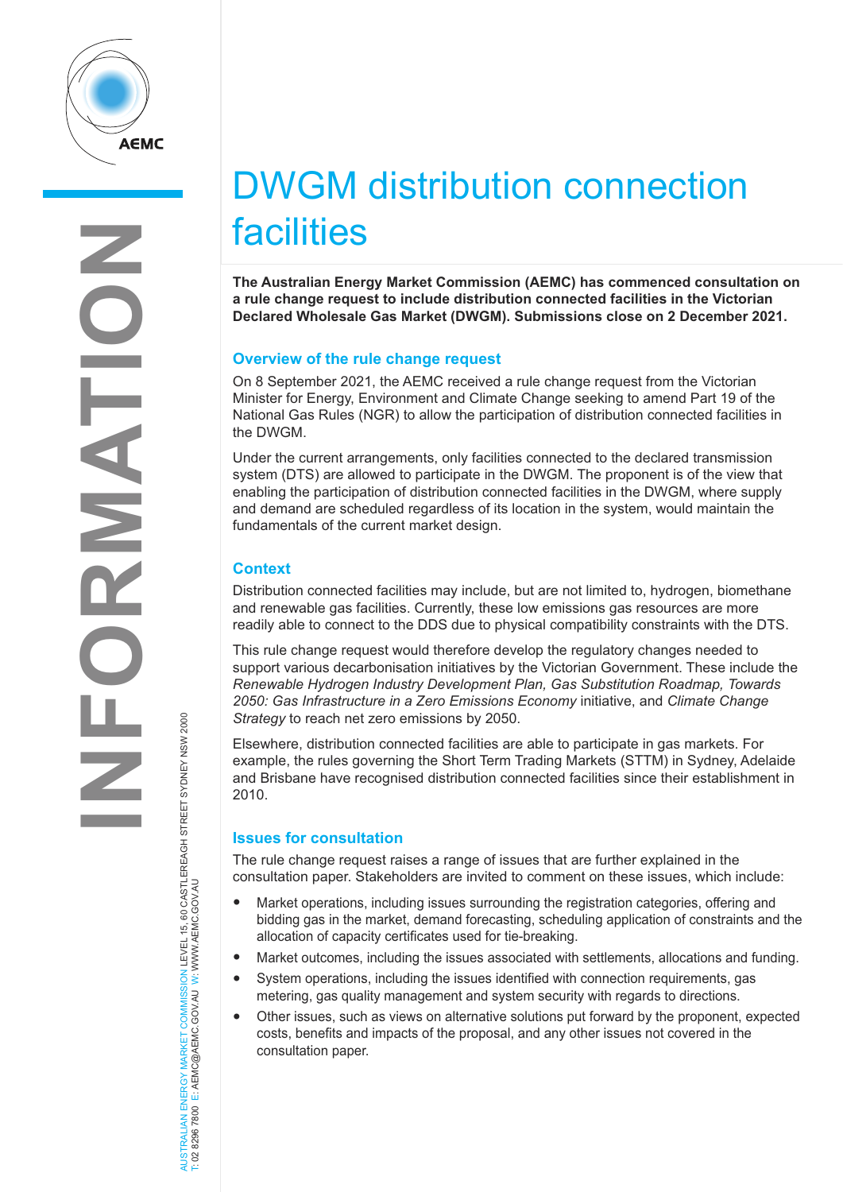# DWGM distribution connection facilities

**The Australian Energy Market Commission (AEMC) has commenced consultation on a rule change request to include distribution connected facilities in the Victorian Declared Wholesale Gas Market (DWGM). Submissions close on 2 December 2021.**

## Overview of the rule change request

On 8 September 2021, the AEMC received a rule change request from the Victorian Minister for Energy, Environment and Climate Change seeking to amend Part 19 of the National Gas Rules (NGR) to allow the participation of distribution connected facilities in the DWGM.

Under the current arrangements, only facilities connected to the declared transmission system (DTS) are allowed to participate in the DWGM. The proponent is of the view that enabling the participation of distribution connected facilities in the DWGM, where supply and demand are scheduled regardless of its location in the system, would maintain the fundamentals of the current market design.

## Context

Distribution connected facilities may include, but are not limited to, hydrogen, biomethane and renewable gas facilities. Currently, these low emissions gas resources are more readily able to connect to the DDS due to physical compatibility constraints with the DTS.

This rule change request would therefore develop the regulatory changes needed to support various decarbonisation initiatives by the Victorian Government. These include the *Renewable Hydrogen Industry Development Plan, Gas Substitution Roadmap, Towards 2050: Gas Infrastructure in a Zero Emissions Economy* initiative, and *Climate Change Strategy* to reach net zero emissions by 2050.

Elsewhere, distribution connected facilities are able to participate in gas markets. For example, the rules governing the Short Term Trading Markets (STTM) in Sydney, Adelaide and Brisbane have recognised distribution connected facilities since their establishment in 2010.

## Issues for consultation

The rule change request raises a range of issues that are further explained in the consultation paper. Stakeholders are invited to comment on these issues, which include:

- Market operations, including issues surrounding the registration categories, offering and bidding gas in the market, demand forecasting, scheduling application of constraints and the allocation of capacity certificates used for tie-breaking.
- Market outcomes, including the issues associated with settlements, allocations and funding.
- System operations, including the issues identified with connection requirements, gas metering, gas quality management and system security with regards to directions.
- Other issues, such as views on alternative solutions put forward by the proponent, expected costs, benefits and impacts of the proposal, and any other issues not covered in the consultation paper.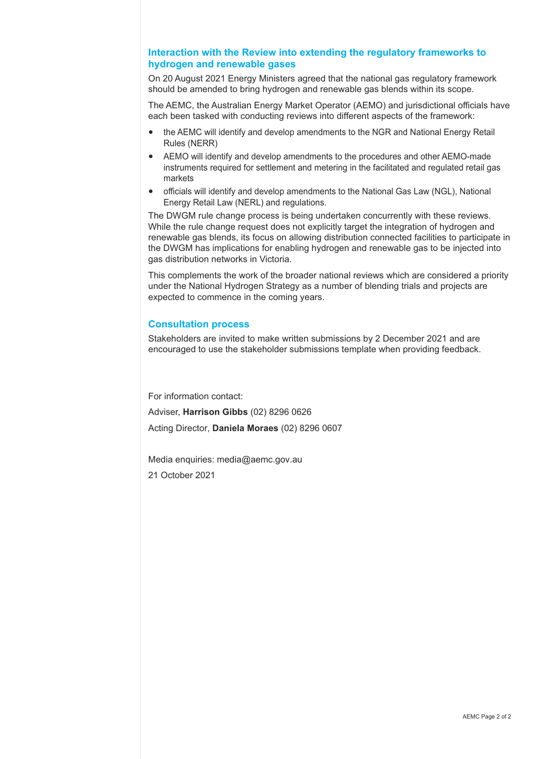## Interaction with the Review into extending the regulatory frameworks to hydrogen and renewable gases

On 20 August 2021 Energy Ministers agreed that the national gas regulatory framework should be amended to bring hydrogen and renewable gas blends within its scope.

The AEMC, the Australian Energy Market Operator (AEMO) and jurisdictional officials have each been tasked with conducting reviews into different aspects of the framework:

- the AEMC will identify and develop amendments to the NGR and National Energy Retail Rules (NERR)
- AEMO will identify and develop amendments to the procedures and other AEMO-made instruments required for settlement and metering in the facilitated and regulated retail gas markets
- officials will identify and develop amendments to the National Gas Law (NGL), National Energy Retail Law (NERL) and regulations.

The DWGM rule change process is being undertaken concurrently with these reviews. While the rule change request does not explicitly target the integration of hydrogen and renewable gas blends, its focus on allowing distribution connected facilities to participate in the DWGM has implications for enabling hydrogen and renewable gas to be injected into gas distribution networks in Victoria.

This complements the work of the broader national reviews which are considered a priority under the National Hydrogen Strategy as a number of blending trials and projects are expected to commence in the coming years.

## Consultation process

Stakeholders are invited to make written submissions by 2 December 2021 and are encouraged to use the stakeholder submissions template when providing feedback.

For information contact:

Adviser, **Harrison Gibbs** (02) 8296 0626

Acting Director, **Daniela Moraes** (02) 8296 0607

Media enquiries: media@aemc.gov.au

21 October 2021